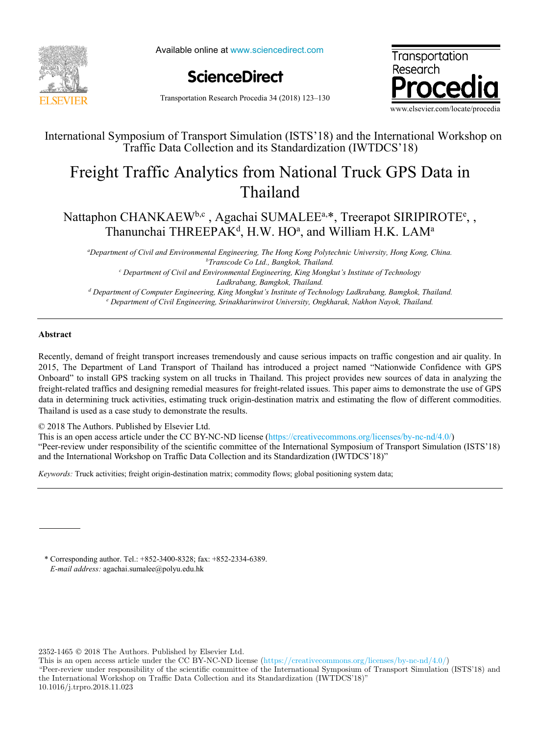International Symposium of Transport Simulation (ISTS'18) and the International Workshop on Traffic Data Collection and its Standardization (IWTDCS'18)

# Freight Traffic Analytics from National Truck GPS Data in Thailand

Nattaphon CHANKAEW[b,c] , Agachai SUMALEE[a,*], Treerapot SIRIPIROTE[e], , Thanunchai THREEPAK[d], H.W. HO[a], and William H.K. LAM[a]

*[a]Department of Civil and Environmental Engineering, The Hong Kong Polytechnic University, Hong Kong, China.*
*[b]Transcode Co Ltd., Bangkok, Thailand.*
*[c] Department of Civil and Environmental Engineering, King Mongkut's Institute of Technology Ladkrabang, Bamgkok, Thailand.*
*[d] Department of Computer Engineering, King Mongkut's Institute of Technology Ladkrabang, Bamgkok, Thailand.*
*[e] Department of Civil Engineering, Srinakharinwirot University, Ongkharak, Nakhon Nayok, Thailand.*

---

**Abstract**

Recently, demand of freight transport increases tremendously and cause serious impacts on traffic congestion and air quality. In 2015, The Department of Land Transport of Thailand has introduced a project named "Nationwide Confidence with GPS Onboard" to install GPS tracking system on all trucks in Thailand. This project provides new sources of data in analyzing the freight-related traffics and designing remedial measures for freight-related issues. This paper aims to demonstrate the use of GPS data in determining truck activities, estimating truck origin-destination matrix and estimating the flow of different commodities. Thailand is used as a case study to demonstrate the results.

© 2018 The Authors. Published by Elsevier Ltd.
This is an open access article under the CC BY-NC-ND license (https://creativecommons.org/licenses/by-nc-nd/4.0/)
"Peer-review under responsibility of the scientific committee of the International Symposium of Transport Simulation (ISTS'18) and the International Workshop on Traffic Data Collection and its Standardization (IWTDCS'18)"

*Keywords:* Truck activities; freight origin-destination matrix; commodity flows; global positioning system data;

---

\* Corresponding author. Tel.: +852-3400-8328; fax: +852-2334-6389.
*E-mail address:* agachai.sumalee@polyu.edu.hk

2352-1465 © 2018 The Authors. Published by Elsevier Ltd.
This is an open access article under the CC BY-NC-ND license (https://creativecommons.org/licenses/by-nc-nd/4.0/)
"Peer-review under responsibility of the scientific committee of the International Symposium of Transport Simulation (ISTS'18) and the International Workshop on Traffic Data Collection and its Standardization (IWTDCS'18)"
10.1016/j.trpro.2018.11.023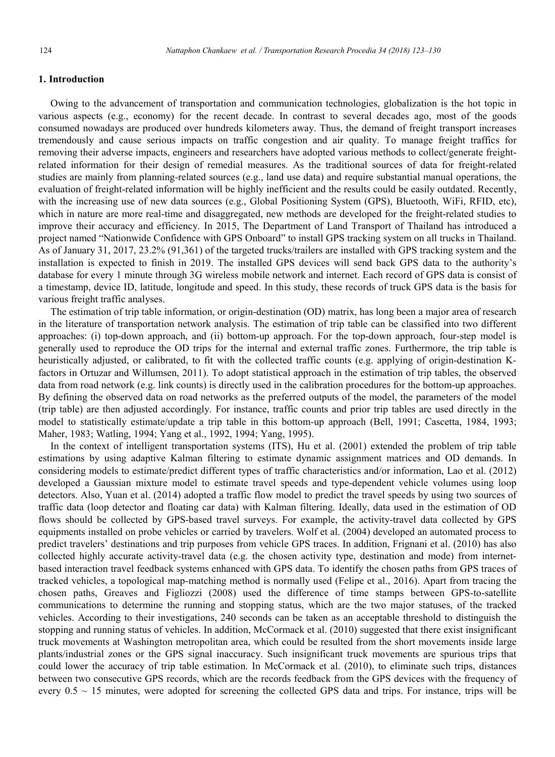## 1. Introduction

Owing to the advancement of transportation and communication technologies, globalization is the hot topic in various aspects (e.g., economy) for the recent decade. In contrast to several decades ago, most of the goods consumed nowadays are produced over hundreds kilometers away. Thus, the demand of freight transport increases tremendously and cause serious impacts on traffic congestion and air quality. To manage freight traffics for removing their adverse impacts, engineers and researchers have adopted various methods to collect/generate freight-related information for their design of remedial measures. As the traditional sources of data for freight-related studies are mainly from planning-related sources (e.g., land use data) and require substantial manual operations, the evaluation of freight-related information will be highly inefficient and the results could be easily outdated. Recently, with the increasing use of new data sources (e.g., Global Positioning System (GPS), Bluetooth, WiFi, RFID, etc), which in nature are more real-time and disaggregated, new methods are developed for the freight-related studies to improve their accuracy and efficiency. In 2015, The Department of Land Transport of Thailand has introduced a project named "Nationwide Confidence with GPS Onboard" to install GPS tracking system on all trucks in Thailand. As of January 31, 2017, 23.2% (91,361) of the targeted trucks/trailers are installed with GPS tracking system and the installation is expected to finish in 2019. The installed GPS devices will send back GPS data to the authority's database for every 1 minute through 3G wireless mobile network and internet. Each record of GPS data is consist of a timestamp, device ID, latitude, longitude and speed. In this study, these records of truck GPS data is the basis for various freight traffic analyses.

The estimation of trip table information, or origin-destination (OD) matrix, has long been a major area of research in the literature of transportation network analysis. The estimation of trip table can be classified into two different approaches: (i) top-down approach, and (ii) bottom-up approach. For the top-down approach, four-step model is generally used to reproduce the OD trips for the internal and external traffic zones. Furthermore, the trip table is heuristically adjusted, or calibrated, to fit with the collected traffic counts (e.g. applying of origin-destination K-factors in Ortuzar and Willumsen, 2011). To adopt statistical approach in the estimation of trip tables, the observed data from road network (e.g. link counts) is directly used in the calibration procedures for the bottom-up approaches. By defining the observed data on road networks as the preferred outputs of the model, the parameters of the model (trip table) are then adjusted accordingly. For instance, traffic counts and prior trip tables are used directly in the model to statistically estimate/update a trip table in this bottom-up approach (Bell, 1991; Cascetta, 1984, 1993; Maher, 1983; Watling, 1994; Yang et al., 1992, 1994; Yang, 1995).

In the context of intelligent transportation systems (ITS), Hu et al. (2001) extended the problem of trip table estimations by using adaptive Kalman filtering to estimate dynamic assignment matrices and OD demands. In considering models to estimate/predict different types of traffic characteristics and/or information, Lao et al. (2012) developed a Gaussian mixture model to estimate travel speeds and type-dependent vehicle volumes using loop detectors. Also, Yuan et al. (2014) adopted a traffic flow model to predict the travel speeds by using two sources of traffic data (loop detector and floating car data) with Kalman filtering. Ideally, data used in the estimation of OD flows should be collected by GPS-based travel surveys. For example, the activity-travel data collected by GPS equipments installed on probe vehicles or carried by travelers. Wolf et al. (2004) developed an automated process to predict travelers' destinations and trip purposes from vehicle GPS traces. In addition, Frignani et al. (2010) has also collected highly accurate activity-travel data (e.g. the chosen activity type, destination and mode) from internet-based interaction travel feedback systems enhanced with GPS data. To identify the chosen paths from GPS traces of tracked vehicles, a topological map-matching method is normally used (Felipe et al., 2016). Apart from tracing the chosen paths, Greaves and Figliozzi (2008) used the difference of time stamps between GPS-to-satellite communications to determine the running and stopping status, which are the two major statuses, of the tracked vehicles. According to their investigations, 240 seconds can be taken as an acceptable threshold to distinguish the stopping and running status of vehicles. In addition, McCormack et al. (2010) suggested that there exist insignificant truck movements at Washington metropolitan area, which could be resulted from the short movements inside large plants/industrial zones or the GPS signal inaccuracy. Such insignificant truck movements are spurious trips that could lower the accuracy of trip table estimation. In McCormack et al. (2010), to eliminate such trips, distances between two consecutive GPS records, which are the records feedback from the GPS devices with the frequency of every 0.5 ~ 15 minutes, were adopted for screening the collected GPS data and trips. For instance, trips will be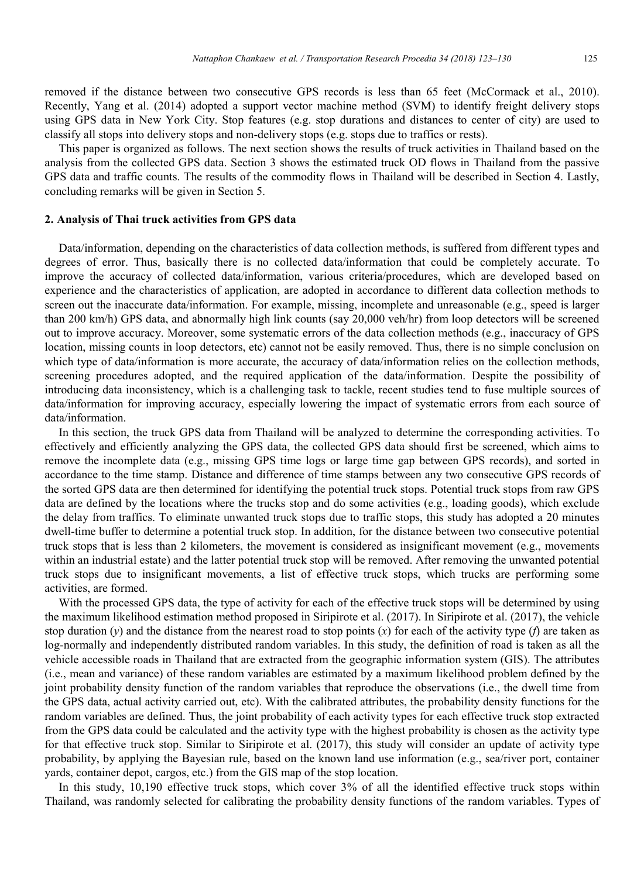removed if the distance between two consecutive GPS records is less than 65 feet (McCormack et al., 2010). Recently, Yang et al. (2014) adopted a support vector machine method (SVM) to identify freight delivery stops using GPS data in New York City. Stop features (e.g. stop durations and distances to center of city) are used to classify all stops into delivery stops and non-delivery stops (e.g. stops due to traffics or rests).

This paper is organized as follows. The next section shows the results of truck activities in Thailand based on the analysis from the collected GPS data. Section 3 shows the estimated truck OD flows in Thailand from the passive GPS data and traffic counts. The results of the commodity flows in Thailand will be described in Section 4. Lastly, concluding remarks will be given in Section 5.

## 2. Analysis of Thai truck activities from GPS data

Data/information, depending on the characteristics of data collection methods, is suffered from different types and degrees of error. Thus, basically there is no collected data/information that could be completely accurate. To improve the accuracy of collected data/information, various criteria/procedures, which are developed based on experience and the characteristics of application, are adopted in accordance to different data collection methods to screen out the inaccurate data/information. For example, missing, incomplete and unreasonable (e.g., speed is larger than 200 km/h) GPS data, and abnormally high link counts (say 20,000 veh/hr) from loop detectors will be screened out to improve accuracy. Moreover, some systematic errors of the data collection methods (e.g., inaccuracy of GPS location, missing counts in loop detectors, etc) cannot not be easily removed. Thus, there is no simple conclusion on which type of data/information is more accurate, the accuracy of data/information relies on the collection methods, screening procedures adopted, and the required application of the data/information. Despite the possibility of introducing data inconsistency, which is a challenging task to tackle, recent studies tend to fuse multiple sources of data/information for improving accuracy, especially lowering the impact of systematic errors from each source of data/information.

In this section, the truck GPS data from Thailand will be analyzed to determine the corresponding activities. To effectively and efficiently analyzing the GPS data, the collected GPS data should first be screened, which aims to remove the incomplete data (e.g., missing GPS time logs or large time gap between GPS records), and sorted in accordance to the time stamp. Distance and difference of time stamps between any two consecutive GPS records of the sorted GPS data are then determined for identifying the potential truck stops. Potential truck stops from raw GPS data are defined by the locations where the trucks stop and do some activities (e.g., loading goods), which exclude the delay from traffics. To eliminate unwanted truck stops due to traffic stops, this study has adopted a 20 minutes dwell-time buffer to determine a potential truck stop. In addition, for the distance between two consecutive potential truck stops that is less than 2 kilometers, the movement is considered as insignificant movement (e.g., movements within an industrial estate) and the latter potential truck stop will be removed. After removing the unwanted potential truck stops due to insignificant movements, a list of effective truck stops, which trucks are performing some activities, are formed.

With the processed GPS data, the type of activity for each of the effective truck stops will be determined by using the maximum likelihood estimation method proposed in Siripirote et al. (2017). In Siripirote et al. (2017), the vehicle stop duration ($y$) and the distance from the nearest road to stop points ($x$) for each of the activity type ($f$) are taken as log-normally and independently distributed random variables. In this study, the definition of road is taken as all the vehicle accessible roads in Thailand that are extracted from the geographic information system (GIS). The attributes (i.e., mean and variance) of these random variables are estimated by a maximum likelihood problem defined by the joint probability density function of the random variables that reproduce the observations (i.e., the dwell time from the GPS data, actual activity carried out, etc). With the calibrated attributes, the probability density functions for the random variables are defined. Thus, the joint probability of each activity types for each effective truck stop extracted from the GPS data could be calculated and the activity type with the highest probability is chosen as the activity type for that effective truck stop. Similar to Siripirote et al. (2017), this study will consider an update of activity type probability, by applying the Bayesian rule, based on the known land use information (e.g., sea/river port, container yards, container depot, cargos, etc.) from the GIS map of the stop location.

In this study, 10,190 effective truck stops, which cover 3% of all the identified effective truck stops within Thailand, was randomly selected for calibrating the probability density functions of the random variables. Types of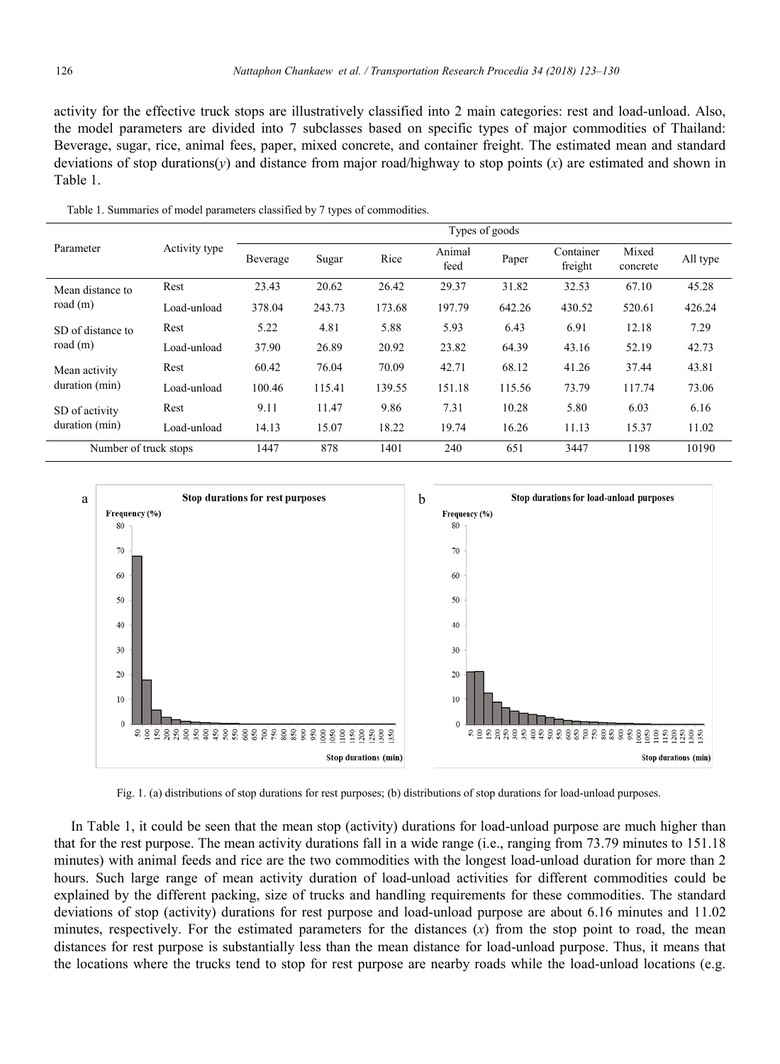activity for the effective truck stops are illustratively classified into 2 main categories: rest and load-unload. Also, the model parameters are divided into 7 subclasses based on specific types of major commodities of Thailand: Beverage, sugar, rice, animal fees, paper, mixed concrete, and container freight. The estimated mean and standard deviations of stop durations($y$) and distance from major road/highway to stop points ($x$) are estimated and shown in Table 1.

Table 1. Summaries of model parameters classified by 7 types of commodities.

| Parameter | Activity type | Types of goods | | | | | | | |
|---|---|---|---|---|---|---|---|---|---|
| | | Beverage | Sugar | Rice | Animal feed | Paper | Container freight | Mixed concrete | All type |
| Mean distance to road (m) | Rest | 23.43 | 20.62 | 26.42 | 29.37 | 31.82 | 32.53 | 67.10 | 45.28 |
| | Load-unload | 378.04 | 243.73 | 173.68 | 197.79 | 642.26 | 430.52 | 520.61 | 426.24 |
| SD of distance to road (m) | Rest | 5.22 | 4.81 | 5.88 | 5.93 | 6.43 | 6.91 | 12.18 | 7.29 |
| | Load-unload | 37.90 | 26.89 | 20.92 | 23.82 | 64.39 | 43.16 | 52.19 | 42.73 |
| Mean activity duration (min) | Rest | 60.42 | 76.04 | 70.09 | 42.71 | 68.12 | 41.26 | 37.44 | 43.81 |
| | Load-unload | 100.46 | 115.41 | 139.55 | 151.18 | 115.56 | 73.79 | 117.74 | 73.06 |
| SD of activity duration (min) | Rest | 9.11 | 11.47 | 9.86 | 7.31 | 10.28 | 5.80 | 6.03 | 6.16 |
| | Load-unload | 14.13 | 15.07 | 18.22 | 19.74 | 16.26 | 11.13 | 15.37 | 11.02 |
| Number of truck stops | | 1447 | 878 | 1401 | 240 | 651 | 3447 | 1198 | 10190 |

Fig. 1. (a) distributions of stop durations for rest purposes; (b) distributions of stop durations for load-unload purposes.

In Table 1, it could be seen that the mean stop (activity) durations for load-unload purpose are much higher than that for the rest purpose. The mean activity durations fall in a wide range (i.e., ranging from 73.79 minutes to 151.18 minutes) with animal feeds and rice are the two commodities with the longest load-unload duration for more than 2 hours. Such large range of mean activity duration of load-unload activities for different commodities could be explained by the different packing, size of trucks and handling requirements for these commodities. The standard deviations of stop (activity) durations for rest purpose and load-unload purpose are about 6.16 minutes and 11.02 minutes, respectively. For the estimated parameters for the distances ($x$) from the stop point to road, the mean distances for rest purpose is substantially less than the mean distance for load-unload purpose. Thus, it means that the locations where the trucks tend to stop for rest purpose are nearby roads while the load-unload locations (e.g.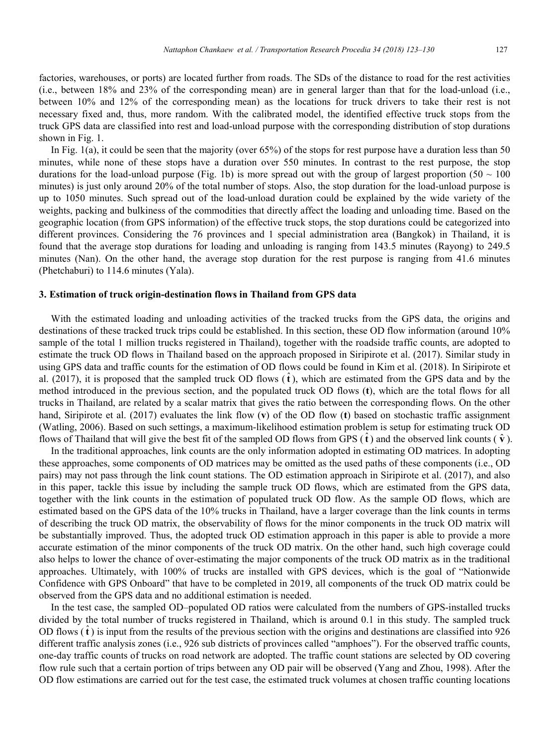factories, warehouses, or ports) are located further from roads. The SDs of the distance to road for the rest activities (i.e., between 18% and 23% of the corresponding mean) are in general larger than that for the load-unload (i.e., between 10% and 12% of the corresponding mean) as the locations for truck drivers to take their rest is not necessary fixed and, thus, more random. With the calibrated model, the identified effective truck stops from the truck GPS data are classified into rest and load-unload purpose with the corresponding distribution of stop durations shown in Fig. 1.

In Fig. 1(a), it could be seen that the majority (over 65%) of the stops for rest purpose have a duration less than 50 minutes, while none of these stops have a duration over 550 minutes. In contrast to the rest purpose, the stop durations for the load-unload purpose (Fig. 1b) is more spread out with the group of largest proportion (50 ~ 100 minutes) is just only around 20% of the total number of stops. Also, the stop duration for the load-unload purpose is up to 1050 minutes. Such spread out of the load-unload duration could be explained by the wide variety of the weights, packing and bulkiness of the commodities that directly affect the loading and unloading time. Based on the geographic location (from GPS information) of the effective truck stops, the stop durations could be categorized into different provinces. Considering the 76 provinces and 1 special administration area (Bangkok) in Thailand, it is found that the average stop durations for loading and unloading is ranging from 143.5 minutes (Rayong) to 249.5 minutes (Nan). On the other hand, the average stop duration for the rest purpose is ranging from 41.6 minutes (Phetchaburi) to 114.6 minutes (Yala).

## 3. Estimation of truck origin-destination flows in Thailand from GPS data

With the estimated loading and unloading activities of the tracked trucks from the GPS data, the origins and destinations of these tracked truck trips could be established. In this section, these OD flow information (around 10% sample of the total 1 million trucks registered in Thailand), together with the roadside traffic counts, are adopted to estimate the truck OD flows in Thailand based on the approach proposed in Siripirote et al. (2017). Similar study in using GPS data and traffic counts for the estimation of OD flows could be found in Kim et al. (2018). In Siripirote et al. (2017), it is proposed that the sampled truck OD flows ($\hat{\mathbf{t}}$), which are estimated from the GPS data and by the method introduced in the previous section, and the populated truck OD flows ($\mathbf{t}$), which are the total flows for all trucks in Thailand, are related by a scalar matrix that gives the ratio between the corresponding flows. On the other hand, Siripirote et al. (2017) evaluates the link flow ($\mathbf{v}$) of the OD flow ($\mathbf{t}$) based on stochastic traffic assignment (Watling, 2006). Based on such settings, a maximum-likelihood estimation problem is setup for estimating truck OD flows of Thailand that will give the best fit of the sampled OD flows from GPS ($\hat{\mathbf{t}}$) and the observed link counts ($\hat{\mathbf{v}}$).

In the traditional approaches, link counts are the only information adopted in estimating OD matrices. In adopting these approaches, some components of OD matrices may be omitted as the used paths of these components (i.e., OD pairs) may not pass through the link count stations. The OD estimation approach in Siripirote et al. (2017), and also in this paper, tackle this issue by including the sample truck OD flows, which are estimated from the GPS data, together with the link counts in the estimation of populated truck OD flow. As the sample OD flows, which are estimated based on the GPS data of the 10% trucks in Thailand, have a larger coverage than the link counts in terms of describing the truck OD matrix, the observability of flows for the minor components in the truck OD matrix will be substantially improved. Thus, the adopted truck OD estimation approach in this paper is able to provide a more accurate estimation of the minor components of the truck OD matrix. On the other hand, such high coverage could also helps to lower the chance of over-estimating the major components of the truck OD matrix as in the traditional approaches. Ultimately, with 100% of trucks are installed with GPS devices, which is the goal of "Nationwide Confidence with GPS Onboard" that have to be completed in 2019, all components of the truck OD matrix could be observed from the GPS data and no additional estimation is needed.

In the test case, the sampled OD–populated OD ratios were calculated from the numbers of GPS-installed trucks divided by the total number of trucks registered in Thailand, which is around 0.1 in this study. The sampled truck OD flows ($\hat{\mathbf{t}}$) is input from the results of the previous section with the origins and destinations are classified into 926 different traffic analysis zones (i.e., 926 sub districts of provinces called "amphoes"). For the observed traffic counts, one-day traffic counts of trucks on road network are adopted. The traffic count stations are selected by OD covering flow rule such that a certain portion of trips between any OD pair will be observed (Yang and Zhou, 1998). After the OD flow estimations are carried out for the test case, the estimated truck volumes at chosen traffic counting locations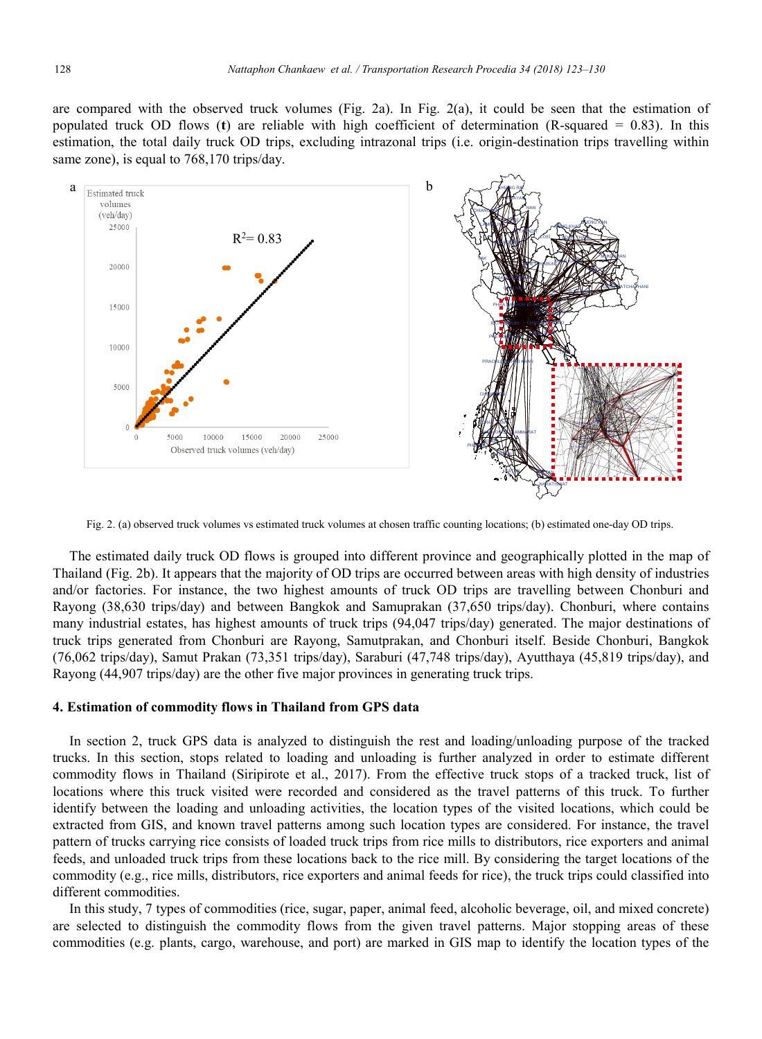are compared with the observed truck volumes (Fig. 2a). In Fig. 2(a), it could be seen that the estimation of populated truck OD flows (**t**) are reliable with high coefficient of determination (R-squared = 0.83). In this estimation, the total daily truck OD trips, excluding intrazonal trips (i.e. origin-destination trips travelling within same zone), is equal to 768,170 trips/day.

Fig. 2. (a) observed truck volumes vs estimated truck volumes at chosen traffic counting locations; (b) estimated one-day OD trips.

The estimated daily truck OD flows is grouped into different province and geographically plotted in the map of Thailand (Fig. 2b). It appears that the majority of OD trips are occurred between areas with high density of industries and/or factories. For instance, the two highest amounts of truck OD trips are travelling between Chonburi and Rayong (38,630 trips/day) and between Bangkok and Samuprakan (37,650 trips/day). Chonburi, where contains many industrial estates, has highest amounts of truck trips (94,047 trips/day) generated. The major destinations of truck trips generated from Chonburi are Rayong, Samutprakan, and Chonburi itself. Beside Chonburi, Bangkok (76,062 trips/day), Samut Prakan (73,351 trips/day), Saraburi (47,748 trips/day), Ayutthaya (45,819 trips/day), and Rayong (44,907 trips/day) are the other five major provinces in generating truck trips.

## 4. Estimation of commodity flows in Thailand from GPS data

In section 2, truck GPS data is analyzed to distinguish the rest and loading/unloading purpose of the tracked trucks. In this section, stops related to loading and unloading is further analyzed in order to estimate different commodity flows in Thailand (Siripirote et al., 2017). From the effective truck stops of a tracked truck, list of locations where this truck visited were recorded and considered as the travel patterns of this truck. To further identify between the loading and unloading activities, the location types of the visited locations, which could be extracted from GIS, and known travel patterns among such location types are considered. For instance, the travel pattern of trucks carrying rice consists of loaded truck trips from rice mills to distributors, rice exporters and animal feeds, and unloaded truck trips from these locations back to the rice mill. By considering the target locations of the commodity (e.g., rice mills, distributors, rice exporters and animal feeds for rice), the truck trips could classified into different commodities.

In this study, 7 types of commodities (rice, sugar, paper, animal feed, alcoholic beverage, oil, and mixed concrete) are selected to distinguish the commodity flows from the given travel patterns. Major stopping areas of these commodities (e.g. plants, cargo, warehouse, and port) are marked in GIS map to identify the location types of the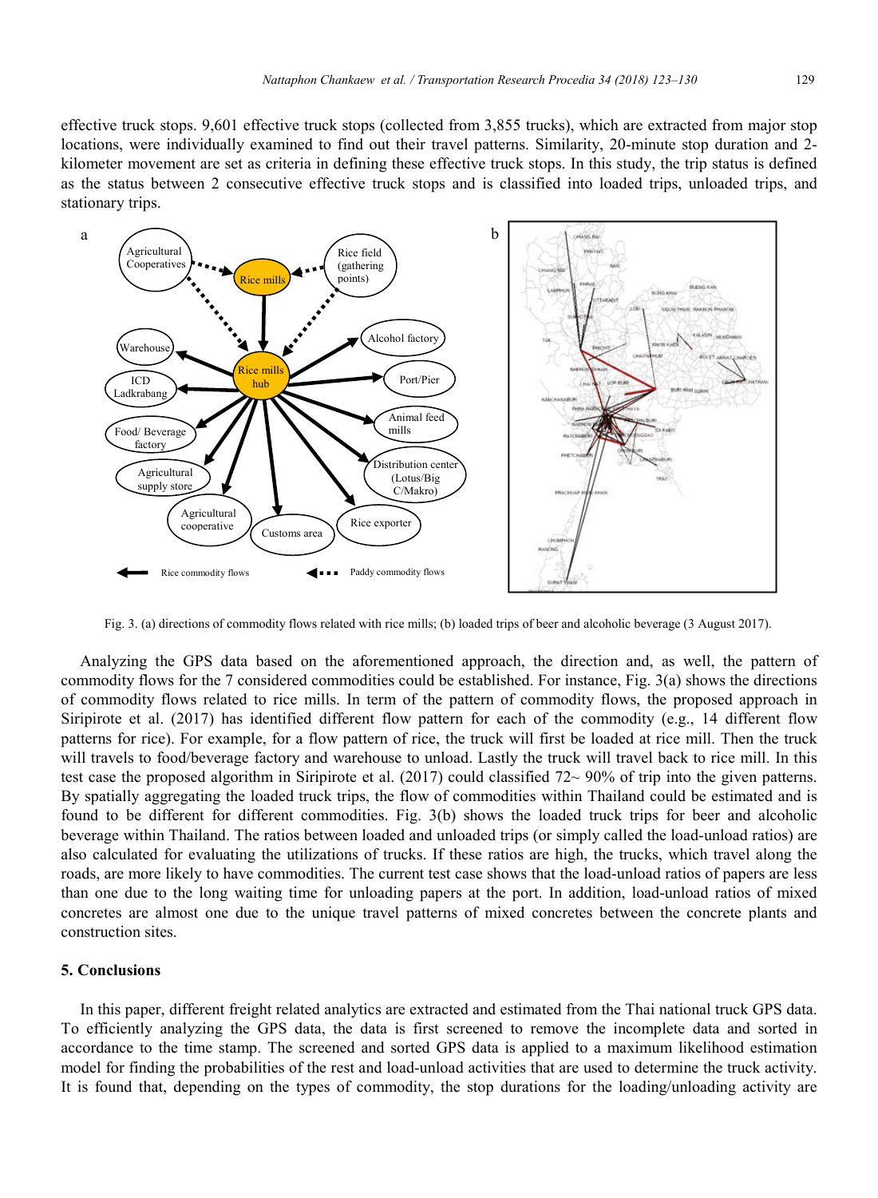effective truck stops. 9,601 effective truck stops (collected from 3,855 trucks), which are extracted from major stop locations, were individually examined to find out their travel patterns. Similarity, 20-minute stop duration and 2-kilometer movement are set as criteria in defining these effective truck stops. In this study, the trip status is defined as the status between 2 consecutive effective truck stops and is classified into loaded trips, unloaded trips, and stationary trips.

Fig. 3. (a) directions of commodity flows related with rice mills; (b) loaded trips of beer and alcoholic beverage (3 August 2017).

Analyzing the GPS data based on the aforementioned approach, the direction and, as well, the pattern of commodity flows for the 7 considered commodities could be established. For instance, Fig. 3(a) shows the directions of commodity flows related to rice mills. In term of the pattern of commodity flows, the proposed approach in Siripirote et al. (2017) has identified different flow pattern for each of the commodity (e.g., 14 different flow patterns for rice). For example, for a flow pattern of rice, the truck will first be loaded at rice mill. Then the truck will travels to food/beverage factory and warehouse to unload. Lastly the truck will travel back to rice mill. In this test case the proposed algorithm in Siripirote et al. (2017) could classified 72~ 90% of trip into the given patterns. By spatially aggregating the loaded truck trips, the flow of commodities within Thailand could be estimated and is found to be different for different commodities. Fig. 3(b) shows the loaded truck trips for beer and alcoholic beverage within Thailand. The ratios between loaded and unloaded trips (or simply called the load-unload ratios) are also calculated for evaluating the utilizations of trucks. If these ratios are high, the trucks, which travel along the roads, are more likely to have commodities. The current test case shows that the load-unload ratios of papers are less than one due to the long waiting time for unloading papers at the port. In addition, load-unload ratios of mixed concretes are almost one due to the unique travel patterns of mixed concretes between the concrete plants and construction sites.

## 5. Conclusions

In this paper, different freight related analytics are extracted and estimated from the Thai national truck GPS data. To efficiently analyzing the GPS data, the data is first screened to remove the incomplete data and sorted in accordance to the time stamp. The screened and sorted GPS data is applied to a maximum likelihood estimation model for finding the probabilities of the rest and load-unload activities that are used to determine the truck activity. It is found that, depending on the types of commodity, the stop durations for the loading/unloading activity are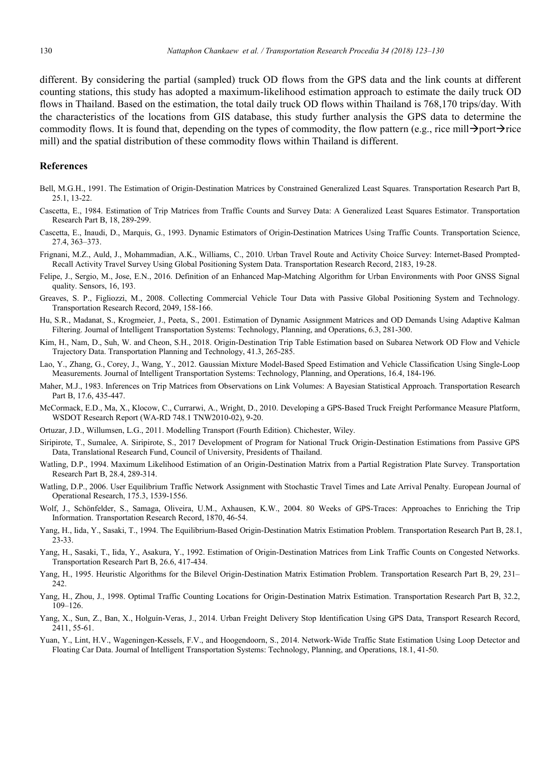different. By considering the partial (sampled) truck OD flows from the GPS data and the link counts at different counting stations, this study has adopted a maximum-likelihood estimation approach to estimate the daily truck OD flows in Thailand. Based on the estimation, the total daily truck OD flows within Thailand is 768,170 trips/day. With the characteristics of the locations from GIS database, this study further analysis the GPS data to determine the commodity flows. It is found that, depending on the types of commodity, the flow pattern (e.g., rice mill→port→rice mill) and the spatial distribution of these commodity flows within Thailand is different.

## References

Bell, M.G.H., 1991. The Estimation of Origin-Destination Matrices by Constrained Generalized Least Squares. Transportation Research Part B, 25.1, 13-22.

Cascetta, E., 1984. Estimation of Trip Matrices from Traffic Counts and Survey Data: A Generalized Least Squares Estimator. Transportation Research Part B, 18, 289-299.

Cascetta, E., Inaudi, D., Marquis, G., 1993. Dynamic Estimators of Origin-Destination Matrices Using Traffic Counts. Transportation Science, 27.4, 363–373.

Frignani, M.Z., Auld, J., Mohammadian, A.K., Williams, C., 2010. Urban Travel Route and Activity Choice Survey: Internet-Based Prompted-Recall Activity Travel Survey Using Global Positioning System Data. Transportation Research Record, 2183, 19-28.

Felipe, J., Sergio, M., Jose, E.N., 2016. Definition of an Enhanced Map-Matching Algorithm for Urban Environments with Poor GNSS Signal quality. Sensors, 16, 193.

Greaves, S. P., Figliozzi, M., 2008. Collecting Commercial Vehicle Tour Data with Passive Global Positioning System and Technology. Transportation Research Record, 2049, 158-166.

Hu, S.R., Madanat, S., Krogmeier, J., Peeta, S., 2001. Estimation of Dynamic Assignment Matrices and OD Demands Using Adaptive Kalman Filtering. Journal of Intelligent Transportation Systems: Technology, Planning, and Operations, 6.3, 281-300.

Kim, H., Nam, D., Suh, W. and Cheon, S.H., 2018. Origin-Destination Trip Table Estimation based on Subarea Network OD Flow and Vehicle Trajectory Data. Transportation Planning and Technology, 41.3, 265-285.

Lao, Y., Zhang, G., Corey, J., Wang, Y., 2012. Gaussian Mixture Model-Based Speed Estimation and Vehicle Classification Using Single-Loop Measurements. Journal of Intelligent Transportation Systems: Technology, Planning, and Operations, 16.4, 184-196.

Maher, M.J., 1983. Inferences on Trip Matrices from Observations on Link Volumes: A Bayesian Statistical Approach. Transportation Research Part B, 17.6, 435-447.

McCormack, E.D., Ma, X., Klocow, C., Currarwi, A., Wright, D., 2010. Developing a GPS-Based Truck Freight Performance Measure Platform, WSDOT Research Report (WA-RD 748.1 TNW2010-02), 9-20.

Ortuzar, J.D., Willumsen, L.G., 2011. Modelling Transport (Fourth Edition). Chichester, Wiley.

Siripirote, T., Sumalee, A. Siripirote, S., 2017 Development of Program for National Truck Origin-Destination Estimations from Passive GPS Data, Translational Research Fund, Council of University, Presidents of Thailand.

Watling, D.P., 1994. Maximum Likelihood Estimation of an Origin-Destination Matrix from a Partial Registration Plate Survey. Transportation Research Part B, 28.4, 289-314.

Watling, D.P., 2006. User Equilibrium Traffic Network Assignment with Stochastic Travel Times and Late Arrival Penalty. European Journal of Operational Research, 175.3, 1539-1556.

Wolf, J., Schönfelder, S., Samaga, Oliveira, U.M., Axhausen, K.W., 2004. 80 Weeks of GPS-Traces: Approaches to Enriching the Trip Information. Transportation Research Record, 1870, 46-54.

Yang, H., Iida, Y., Sasaki, T., 1994. The Equilibrium-Based Origin-Destination Matrix Estimation Problem. Transportation Research Part B, 28.1, 23-33.

Yang, H., Sasaki, T., Iida, Y., Asakura, Y., 1992. Estimation of Origin-Destination Matrices from Link Traffic Counts on Congested Networks. Transportation Research Part B, 26.6, 417-434.

Yang, H., 1995. Heuristic Algorithms for the Bilevel Origin-Destination Matrix Estimation Problem. Transportation Research Part B, 29, 231–242.

Yang, H., Zhou, J., 1998. Optimal Traffic Counting Locations for Origin-Destination Matrix Estimation. Transportation Research Part B, 32.2, 109–126.

Yang, X., Sun, Z., Ban, X., Holguín-Veras, J., 2014. Urban Freight Delivery Stop Identification Using GPS Data, Transport Research Record, 2411, 55-61.

Yuan, Y., Lint, H.V., Wageningen-Kessels, F.V., and Hoogendoorn, S., 2014. Network-Wide Traffic State Estimation Using Loop Detector and Floating Car Data. Journal of Intelligent Transportation Systems: Technology, Planning, and Operations, 18.1, 41-50.